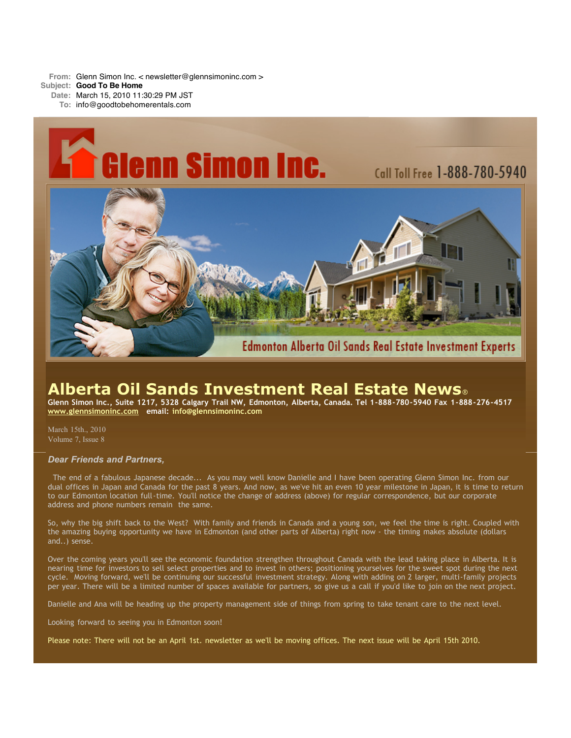**From:** Glenn Simon Inc. < newsletter@glennsimoninc.com >
**Subject:** **Good To Be Home**
**Date:** March 15, 2010 11:30:29 PM JST
**To:** info@goodtobehomerentals.com

Glenn Simon Inc.

Call Toll Free 1-888-780-5940

Edmonton Alberta Oil Sands Real Estate Investment Experts

# Alberta Oil Sands Investment Real Estate News®

**Glenn Simon Inc., Suite 1217, 5328 Calgary Trail NW, Edmonton, Alberta, Canada. Tel 1-888-780-5940 Fax 1-888-276-4517**
**www.glennsimoninc.com email: info@glennsimoninc.com**

March 15th., 2010
Volume 7, Issue 8

***Dear Friends and Partners,***

The end of a fabulous Japanese decade... As you may well know Danielle and I have been operating Glenn Simon Inc. from our dual offices in Japan and Canada for the past 8 years. And now, as we've hit an even 10 year milestone in Japan, it is time to return to our Edmonton location full-time. You'll notice the change of address (above) for regular correspondence, but our corporate address and phone numbers remain the same.

So, why the big shift back to the West? With family and friends in Canada and a young son, we feel the time is right. Coupled with the amazing buying opportunity we have in Edmonton (and other parts of Alberta) right now - the timing makes absolute (dollars and..) sense.

Over the coming years you'll see the economic foundation strengthen throughout Canada with the lead taking place in Alberta. It is nearing time for investors to sell select properties and to invest in others; positioning yourselves for the sweet spot during the next cycle. Moving forward, we'll be continuing our successful investment strategy. Along with adding on 2 larger, multi-family projects per year. There will be a limited number of spaces available for partners, so give us a call if you'd like to join on the next project.

Danielle and Ana will be heading up the property management side of things from spring to take tenant care to the next level.

Looking forward to seeing you in Edmonton soon!

Please note: There will not be an April 1st. newsletter as we'll be moving offices. The next issue will be April 15th 2010.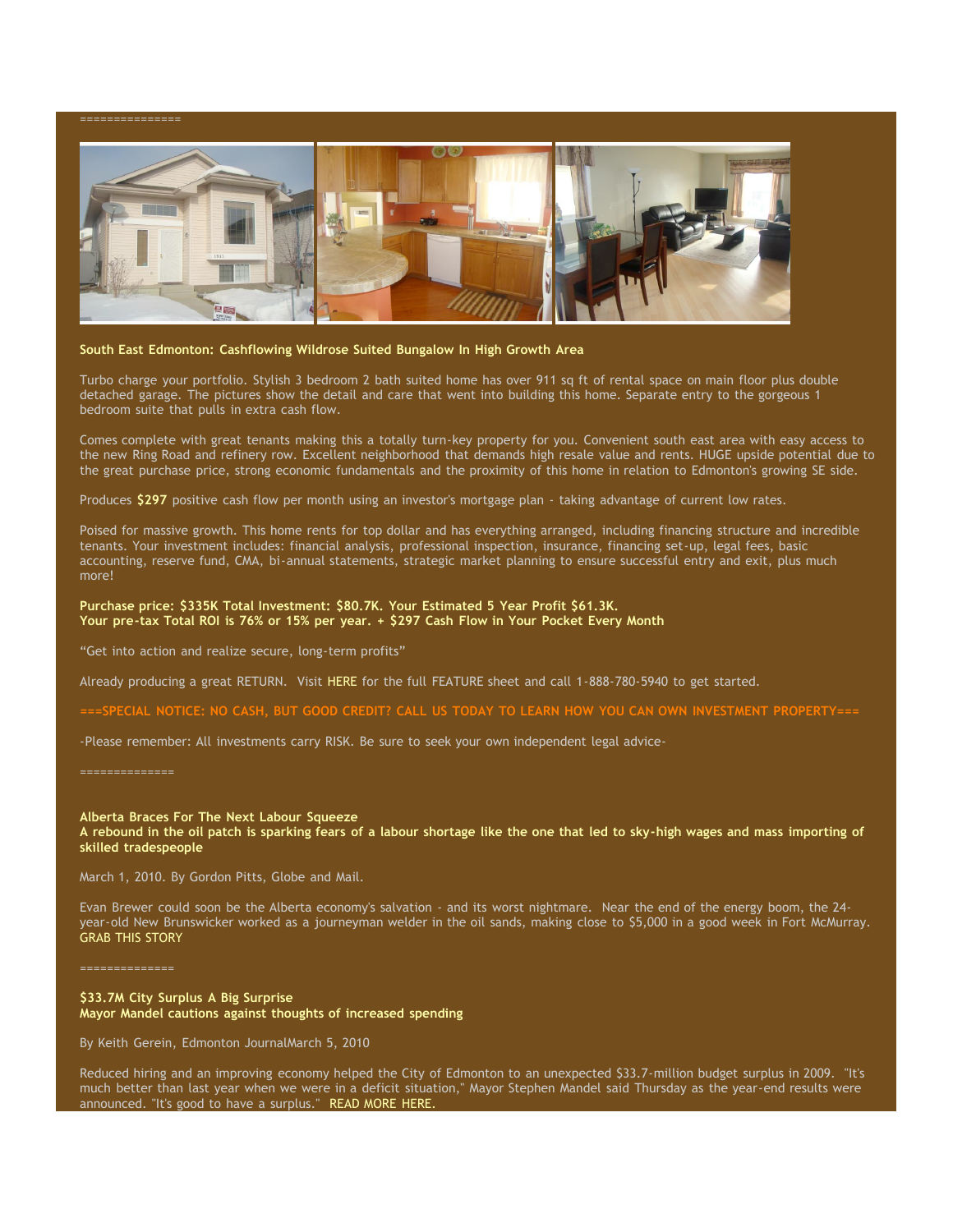===============

**South East Edmonton: Cashflowing Wildrose Suited Bungalow In High Growth Area**

Turbo charge your portfolio. Stylish 3 bedroom 2 bath suited home has over 911 sq ft of rental space on main floor plus double detached garage. The pictures show the detail and care that went into building this home. Separate entry to the gorgeous 1 bedroom suite that pulls in extra cash flow.

Comes complete with great tenants making this a totally turn-key property for you. Convenient south east area with easy access to the new Ring Road and refinery row. Excellent neighborhood that demands high resale value and rents. HUGE upside potential due to the great purchase price, strong economic fundamentals and the proximity of this home in relation to Edmonton's growing SE side.

Produces **$297** positive cash flow per month using an investor's mortgage plan - taking advantage of current low rates.

Poised for massive growth. This home rents for top dollar and has everything arranged, including financing structure and incredible tenants. Your investment includes: financial analysis, professional inspection, insurance, financing set-up, legal fees, basic accounting, reserve fund, CMA, bi-annual statements, strategic market planning to ensure successful entry and exit, plus much more!

**Purchase price: $335K Total Investment: $80.7K. Your Estimated 5 Year Profit $61.3K.**
**Your pre-tax Total ROI is 76% or 15% per year. + $297 Cash Flow in Your Pocket Every Month**

"Get into action and realize secure, long-term profits"

Already producing a great RETURN. Visit HERE for the full FEATURE sheet and call 1-888-780-5940 to get started.

**===SPECIAL NOTICE: NO CASH, BUT GOOD CREDIT? CALL US TODAY TO LEARN HOW YOU CAN OWN INVESTMENT PROPERTY===**

-Please remember: All investments carry RISK. Be sure to seek your own independent legal advice-

==============

**Alberta Braces For The Next Labour Squeeze**
**A rebound in the oil patch is sparking fears of a labour shortage like the one that led to sky-high wages and mass importing of skilled tradespeople**

March 1, 2010. By Gordon Pitts, Globe and Mail.

Evan Brewer could soon be the Alberta economy's salvation - and its worst nightmare. Near the end of the energy boom, the 24-year-old New Brunswicker worked as a journeyman welder in the oil sands, making close to $5,000 in a good week in Fort McMurray. GRAB THIS STORY

==============

**$33.7M City Surplus A Big Surprise**
**Mayor Mandel cautions against thoughts of increased spending**

By Keith Gerein, Edmonton JournalMarch 5, 2010

Reduced hiring and an improving economy helped the City of Edmonton to an unexpected $33.7-million budget surplus in 2009. "It's much better than last year when we were in a deficit situation," Mayor Stephen Mandel said Thursday as the year-end results were announced. "It's good to have a surplus." READ MORE HERE.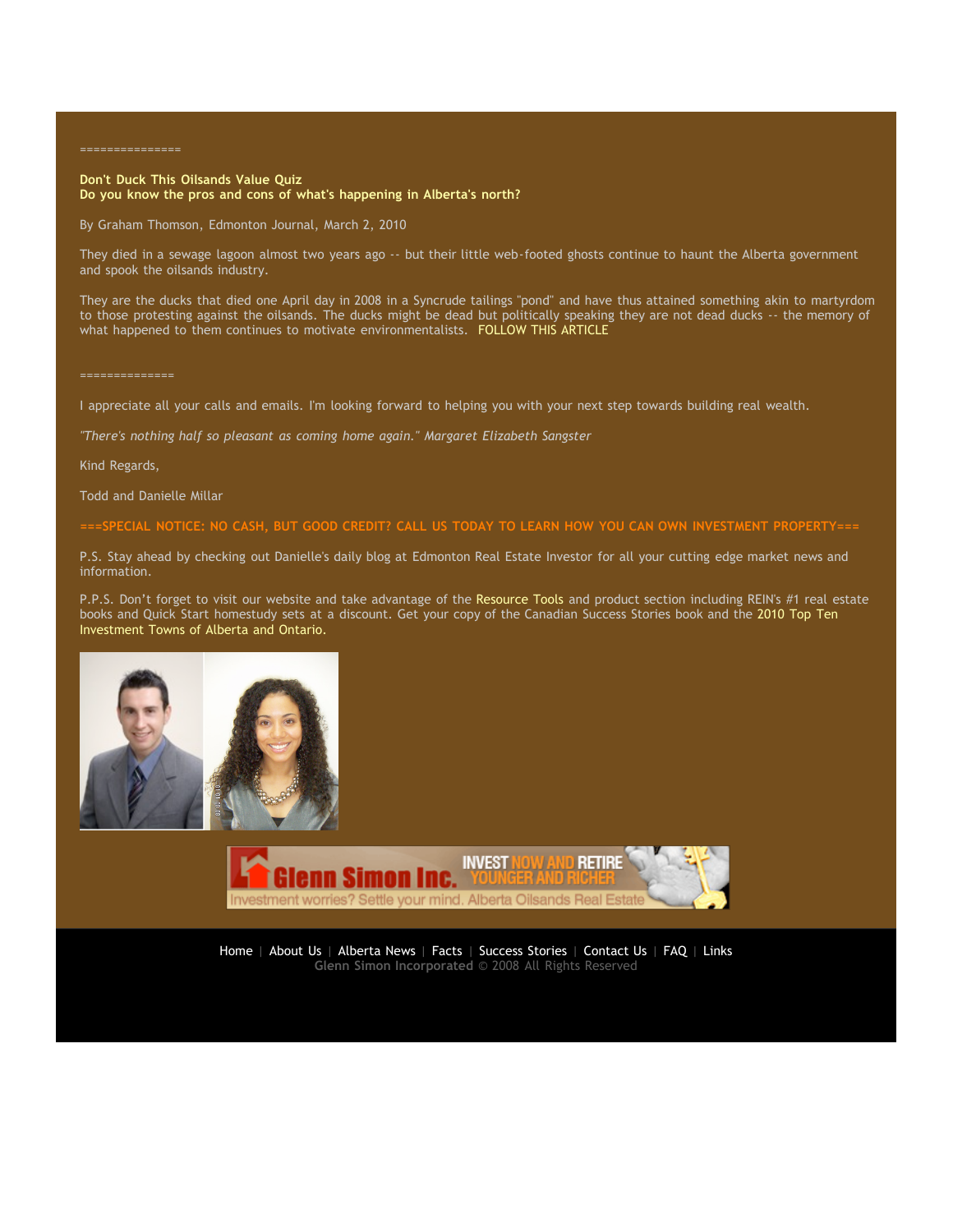===============

**Don't Duck This Oilsands Value Quiz**
**Do you know the pros and cons of what's happening in Alberta's north?**

By Graham Thomson, Edmonton Journal, March 2, 2010

They died in a sewage lagoon almost two years ago -- but their little web-footed ghosts continue to haunt the Alberta government and spook the oilsands industry.

They are the ducks that died one April day in 2008 in a Syncrude tailings "pond" and have thus attained something akin to martyrdom to those protesting against the oilsands. The ducks might be dead but politically speaking they are not dead ducks -- the memory of what happened to them continues to motivate environmentalists. FOLLOW THIS ARTICLE

==============

I appreciate all your calls and emails. I'm looking forward to helping you with your next step towards building real wealth.

*"There's nothing half so pleasant as coming home again." Margaret Elizabeth Sangster*

Kind Regards,

Todd and Danielle Millar

===SPECIAL NOTICE: NO CASH, BUT GOOD CREDIT? CALL US TODAY TO LEARN HOW YOU CAN OWN INVESTMENT PROPERTY===

P.S. Stay ahead by checking out Danielle's daily blog at Edmonton Real Estate Investor for all your cutting edge market news and information.

P.P.S. Don't forget to visit our website and take advantage of the Resource Tools and product section including REIN's #1 real estate books and Quick Start homestudy sets at a discount. Get your copy of the Canadian Success Stories book and the 2010 Top Ten Investment Towns of Alberta and Ontario.

Glenn Simon Inc. INVEST NOW AND RETIRE YOUNGER AND RICHER
Investment worries? Settle your mind. Alberta Oilsands Real Estate

Home | About Us | Alberta News | Facts | Success Stories | Contact Us | FAQ | Links

**Glenn Simon Incorporated** © 2008 All Rights Reserved